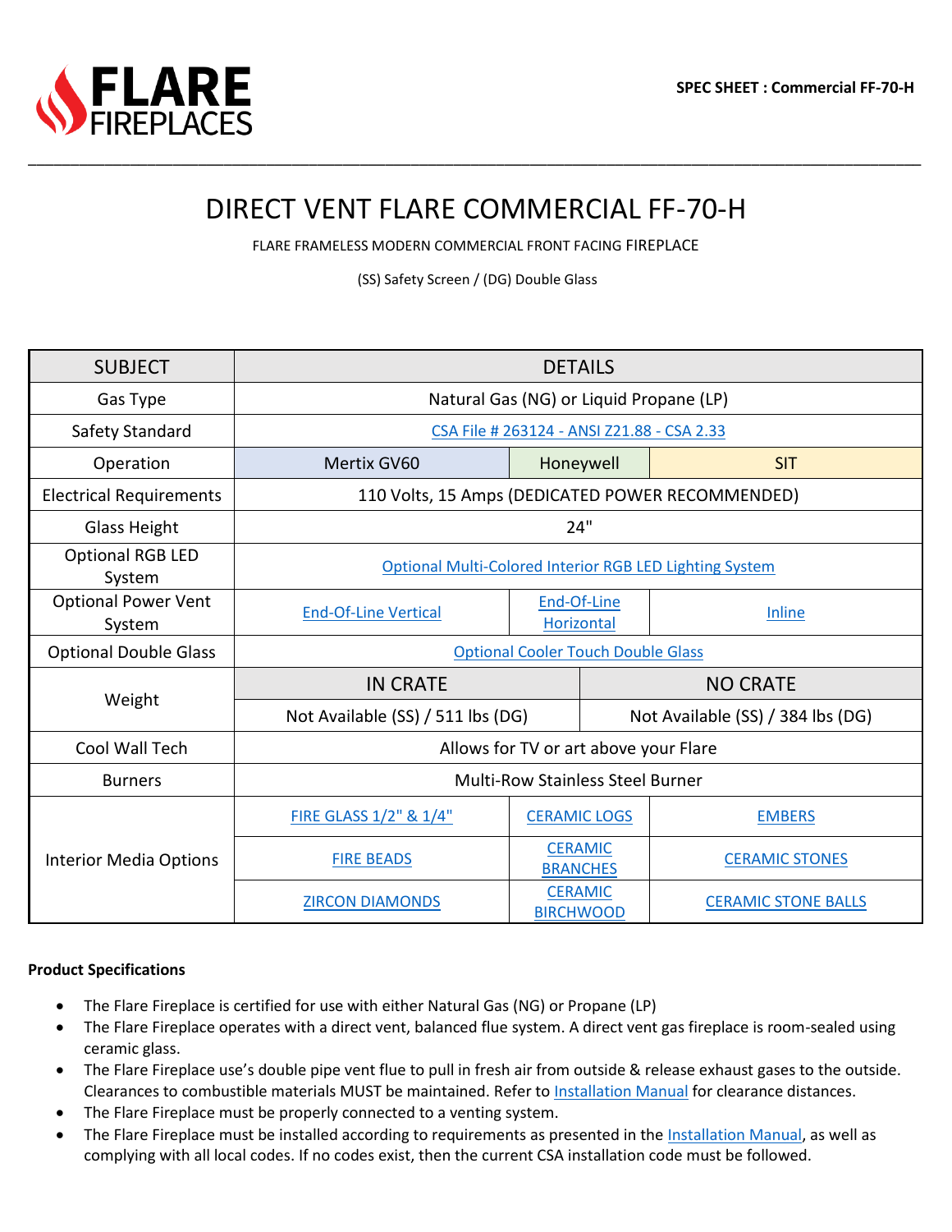SPEC SHEET : Commercial FF-70-H

# DIRECT VENT FLARE COMMERCIAL FF-70-H

FLARE FRAMELESS MODERN COMMERCIAL FRONT FACING FIREPLACE

(SS) Safety Screen / (DG) Double Glass

| SUBJECT | DETAILS | | |
|---|---|---|---|
| Gas Type | Natural Gas (NG) or Liquid Propane (LP) | | |
| Safety Standard | CSA File # 263124 - ANSI Z21.88 - CSA 2.33 | | |
| Operation | Mertix GV60 | Honeywell | SIT |
| Electrical Requirements | 110 Volts, 15 Amps (DEDICATED POWER RECOMMENDED) | | |
| Glass Height | 24" | | |
| Optional RGB LED System | Optional Multi-Colored Interior RGB LED Lighting System | | |
| Optional Power Vent System | End-Of-Line Vertical | End-Of-Line Horizontal | Inline |
| Optional Double Glass | Optional Cooler Touch Double Glass | | |
| Weight | IN CRATE | NO CRATE | |
| | Not Available (SS) / 511 lbs (DG) | Not Available (SS) / 384 lbs (DG) | |
| Cool Wall Tech | Allows for TV or art above your Flare | | |
| Burners | Multi-Row Stainless Steel Burner | | |
| Interior Media Options | FIRE GLASS 1/2" & 1/4" | CERAMIC LOGS | EMBERS |
| | FIRE BEADS | CERAMIC BRANCHES | CERAMIC STONES |
| | ZIRCON DIAMONDS | CERAMIC BIRCHWOOD | CERAMIC STONE BALLS |

**Product Specifications**

- The Flare Fireplace is certified for use with either Natural Gas (NG) or Propane (LP)
- The Flare Fireplace operates with a direct vent, balanced flue system. A direct vent gas fireplace is room-sealed using ceramic glass.
- The Flare Fireplace use's double pipe vent flue to pull in fresh air from outside & release exhaust gases to the outside. Clearances to combustible materials MUST be maintained. Refer to Installation Manual for clearance distances.
- The Flare Fireplace must be properly connected to a venting system.
- The Flare Fireplace must be installed according to requirements as presented in the Installation Manual, as well as complying with all local codes. If no codes exist, then the current CSA installation code must be followed.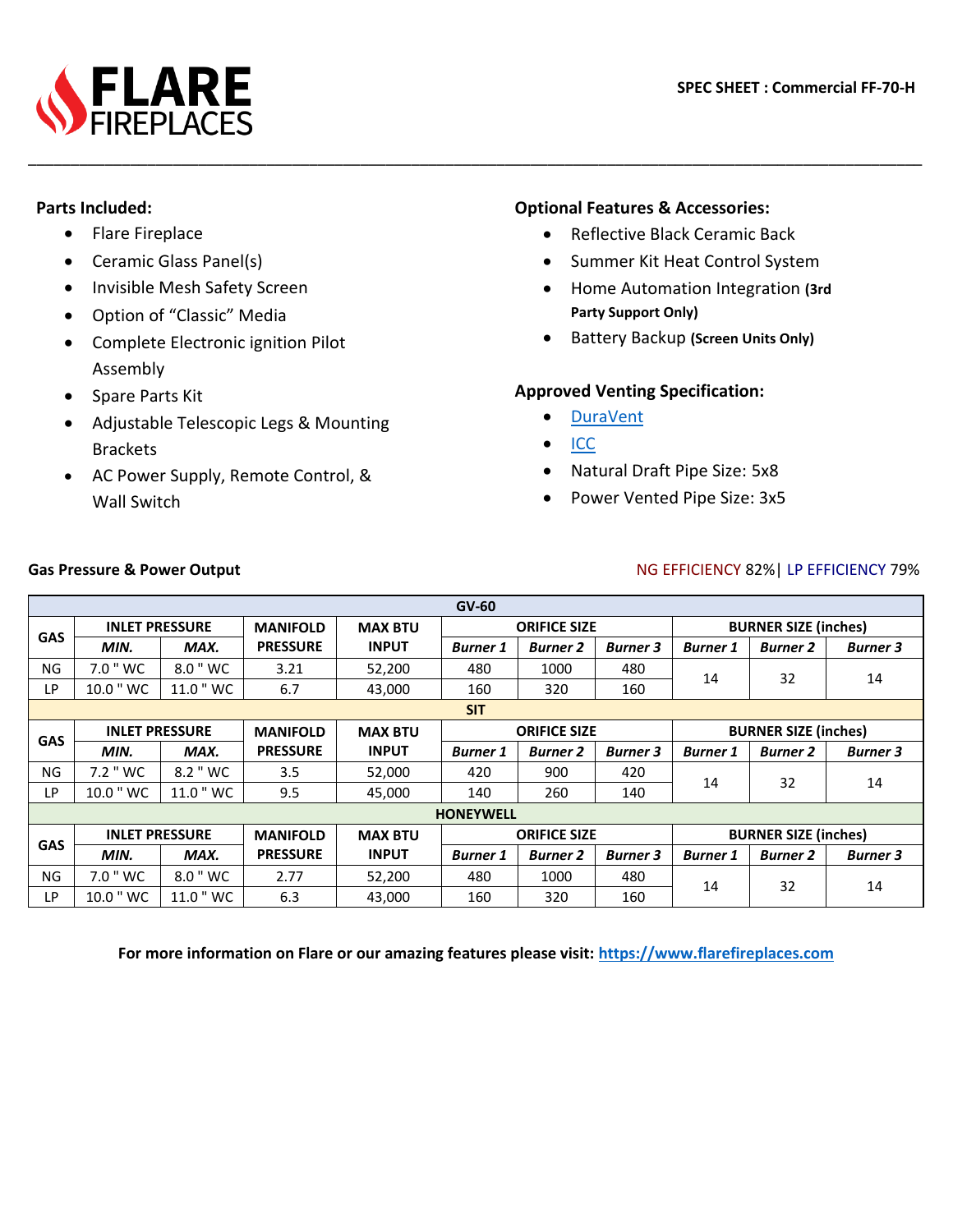**FLARE FIREPLACES**

**SPEC SHEET : Commercial FF-70-H**

**Parts Included:**

- Flare Fireplace
- Ceramic Glass Panel(s)
- Invisible Mesh Safety Screen
- Option of "Classic" Media
- Complete Electronic ignition Pilot Assembly
- Spare Parts Kit
- Adjustable Telescopic Legs & Mounting Brackets
- AC Power Supply, Remote Control, & Wall Switch

**Optional Features & Accessories:**

- Reflective Black Ceramic Back
- Summer Kit Heat Control System
- Home Automation Integration **(3rd Party Support Only)**
- Battery Backup **(Screen Units Only)**

**Approved Venting Specification:**

- DuraVent
- ICC
- Natural Draft Pipe Size: 5x8
- Power Vented Pipe Size: 3x5

**Gas Pressure & Power Output**

NG EFFICIENCY 82%| LP EFFICIENCY 79%

| GAS | INLET PRESSURE | | MANIFOLD PRESSURE | MAX BTU INPUT | ORIFICE SIZE | | | BURNER SIZE (inches) | | |
|---|---|---|---|---|---|---|---|---|---|---|
| **GV-60** | | | | | | | | | | |
| | ***MIN.*** | ***MAX.*** | | | ***Burner 1*** | ***Burner 2*** | ***Burner 3*** | ***Burner 1*** | ***Burner 2*** | ***Burner 3*** |
| NG | 7.0 " WC | 8.0 " WC | 3.21 | 52,200 | 480 | 1000 | 480 | 14 | 32 | 14 |
| LP | 10.0 " WC | 11.0 " WC | 6.7 | 43,000 | 160 | 320 | 160 | | | |
| **SIT** | | | | | | | | | | |
| | ***MIN.*** | ***MAX.*** | | | ***Burner 1*** | ***Burner 2*** | ***Burner 3*** | ***Burner 1*** | ***Burner 2*** | ***Burner 3*** |
| NG | 7.2 " WC | 8.2 " WC | 3.5 | 52,000 | 420 | 900 | 420 | 14 | 32 | 14 |
| LP | 10.0 " WC | 11.0 " WC | 9.5 | 45,000 | 140 | 260 | 140 | | | |
| **HONEYWELL** | | | | | | | | | | |
| | ***MIN.*** | ***MAX.*** | | | ***Burner 1*** | ***Burner 2*** | ***Burner 3*** | ***Burner 1*** | ***Burner 2*** | ***Burner 3*** |
| NG | 7.0 " WC | 8.0 " WC | 2.77 | 52,200 | 480 | 1000 | 480 | 14 | 32 | 14 |
| LP | 10.0 " WC | 11.0 " WC | 6.3 | 43,000 | 160 | 320 | 160 | | | |

**For more information on Flare or our amazing features please visit: https://www.flarefireplaces.com**